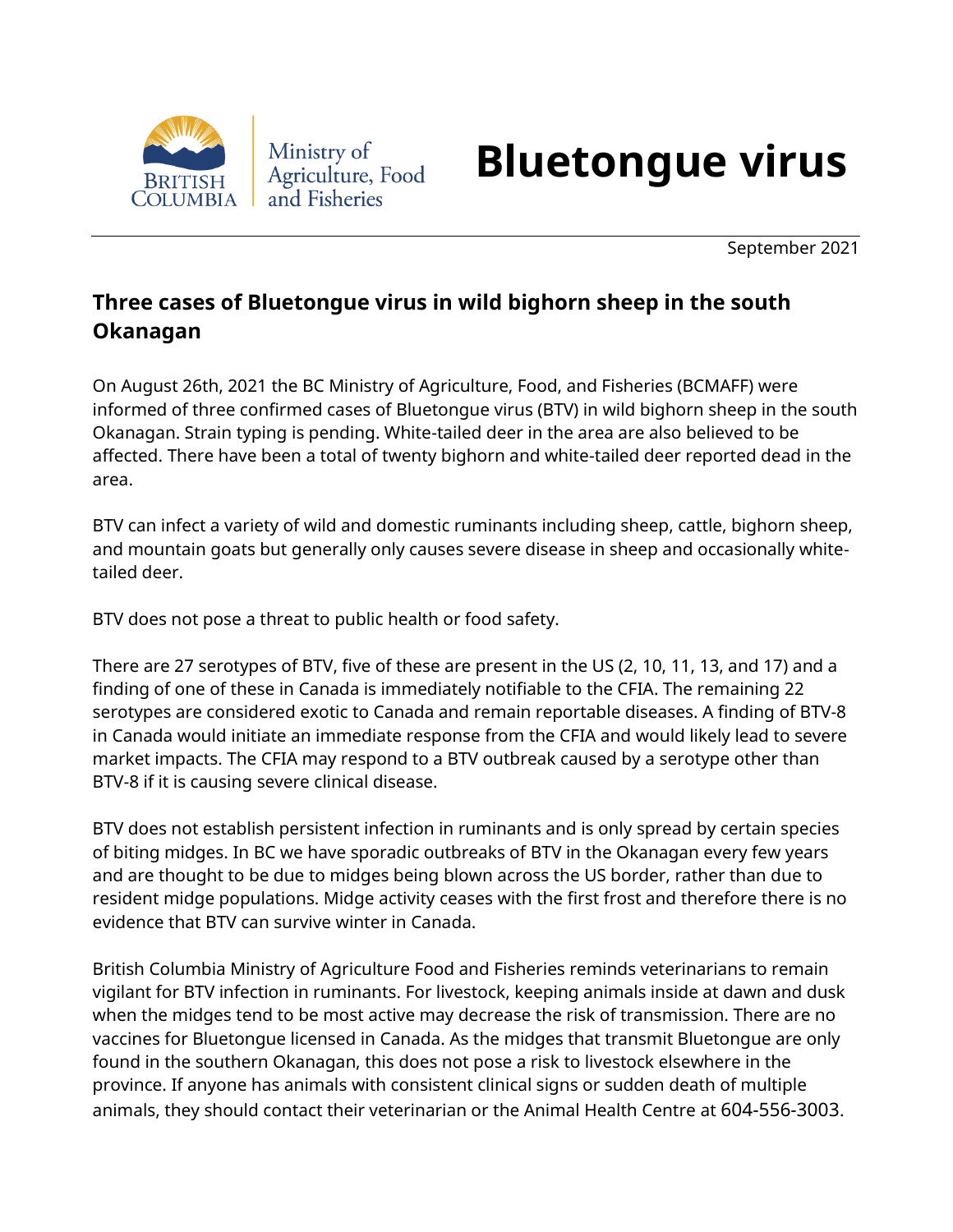British Columbia Ministry of Agriculture, Food and Fisheries

# Bluetongue virus

September 2021

## Three cases of Bluetongue virus in wild bighorn sheep in the south Okanagan

On August 26th, 2021 the BC Ministry of Agriculture, Food, and Fisheries (BCMAFF) were informed of three confirmed cases of Bluetongue virus (BTV) in wild bighorn sheep in the south Okanagan. Strain typing is pending. White-tailed deer in the area are also believed to be affected. There have been a total of twenty bighorn and white-tailed deer reported dead in the area.

BTV can infect a variety of wild and domestic ruminants including sheep, cattle, bighorn sheep, and mountain goats but generally only causes severe disease in sheep and occasionally white-tailed deer.

BTV does not pose a threat to public health or food safety.

There are 27 serotypes of BTV, five of these are present in the US (2, 10, 11, 13, and 17) and a finding of one of these in Canada is immediately notifiable to the CFIA. The remaining 22 serotypes are considered exotic to Canada and remain reportable diseases. A finding of BTV-8 in Canada would initiate an immediate response from the CFIA and would likely lead to severe market impacts. The CFIA may respond to a BTV outbreak caused by a serotype other than BTV-8 if it is causing severe clinical disease.

BTV does not establish persistent infection in ruminants and is only spread by certain species of biting midges. In BC we have sporadic outbreaks of BTV in the Okanagan every few years and are thought to be due to midges being blown across the US border, rather than due to resident midge populations. Midge activity ceases with the first frost and therefore there is no evidence that BTV can survive winter in Canada.

British Columbia Ministry of Agriculture Food and Fisheries reminds veterinarians to remain vigilant for BTV infection in ruminants. For livestock, keeping animals inside at dawn and dusk when the midges tend to be most active may decrease the risk of transmission. There are no vaccines for Bluetongue licensed in Canada. As the midges that transmit Bluetongue are only found in the southern Okanagan, this does not pose a risk to livestock elsewhere in the province. If anyone has animals with consistent clinical signs or sudden death of multiple animals, they should contact their veterinarian or the Animal Health Centre at 604-556-3003.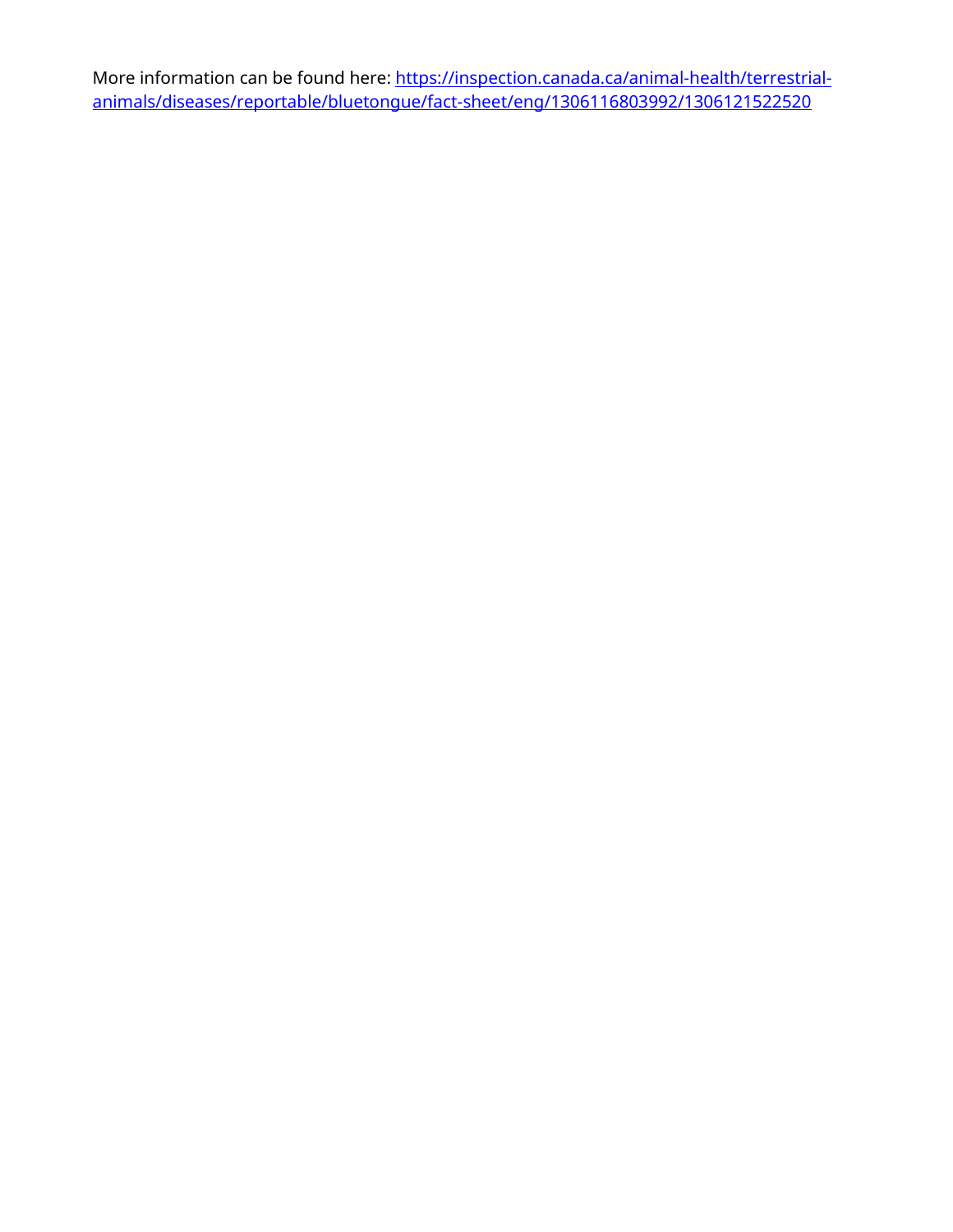More information can be found here: [https://inspection.canada.ca/animal-health/terrestrial-animals/diseases/reportable/bluetongue/fact-sheet/eng/1306116803992/1306121522520](https://inspection.canada.ca/animal-health/terrestrial-animals/diseases/reportable/bluetongue/fact-sheet/eng/1306116803992/1306121522520)